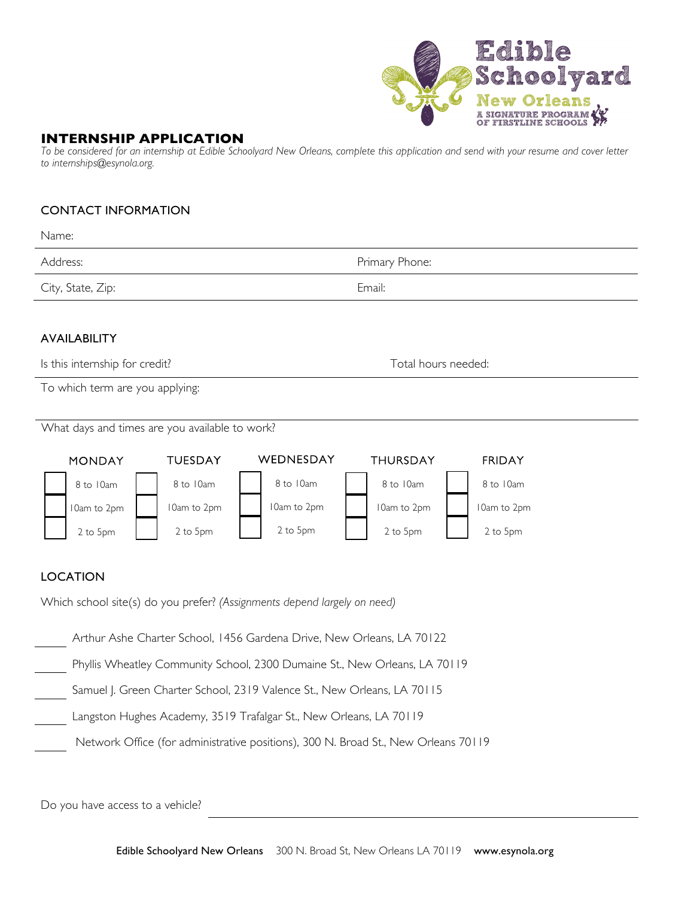Edible Schoolyard New Orleans
A SIGNATURE PROGRAM OF FIRSTLINE SCHOOLS

# INTERNSHIP APPLICATION

*To be considered for an internship at Edible Schoolyard New Orleans, complete this application and send with your resume and cover letter to internships@esynola.org.*

## CONTACT INFORMATION

Name:

Address: Primary Phone:

City, State, Zip: Email:

## AVAILABILITY

Is this internship for credit? Total hours needed:

To which term are you applying:

What days and times are you available to work?

| MONDAY | TUESDAY | WEDNESDAY | THURSDAY | FRIDAY |
|---|---|---|---|---|
| ☐ 8 to 10am | ☐ 8 to 10am | ☐ 8 to 10am | ☐ 8 to 10am | ☐ 8 to 10am |
| ☐ 10am to 2pm | ☐ 10am to 2pm | ☐ 10am to 2pm | ☐ 10am to 2pm | ☐ 10am to 2pm |
| ☐ 2 to 5pm | ☐ 2 to 5pm | ☐ 2 to 5pm | ☐ 2 to 5pm | ☐ 2 to 5pm |

## LOCATION

Which school site(s) do you prefer? *(Assignments depend largely on need)*

_____ Arthur Ashe Charter School, 1456 Gardena Drive, New Orleans, LA 70122

_____ Phyllis Wheatley Community School, 2300 Dumaine St., New Orleans, LA 70119

_____ Samuel J. Green Charter School, 2319 Valence St., New Orleans, LA 70115

_____ Langston Hughes Academy, 3519 Trafalgar St., New Orleans, LA 70119

_____ Network Office (for administrative positions), 300 N. Broad St., New Orleans 70119

Do you have access to a vehicle? ______________________________

**Edible Schoolyard New Orleans** 300 N. Broad St, New Orleans LA 70119 **www.esynola.org**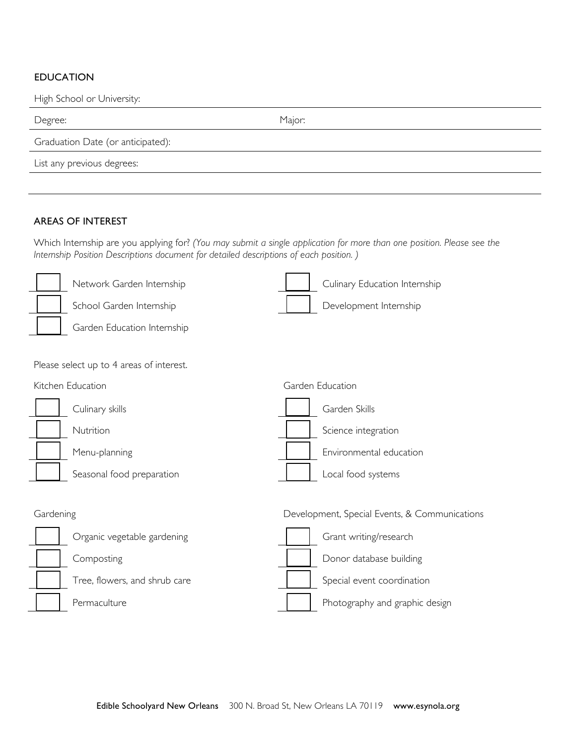## EDUCATION

High School or University:

Degree: Major:

Graduation Date (or anticipated):

List any previous degrees:

## AREAS OF INTEREST

Which Internship are you applying for? *(You may submit a single application for more than one position. Please see the Internship Position Descriptions document for detailed descriptions of each position. )*

- [ ] Network Garden Internship
- [ ] School Garden Internship
- [ ] Garden Education Internship
- [ ] Culinary Education Internship
- [ ] Development Internship

Please select up to 4 areas of interest.

Kitchen Education

- [ ] Culinary skills
- [ ] Nutrition
- [ ] Menu-planning
- [ ] Seasonal food preparation

Garden Education

- [ ] Garden Skills
- [ ] Science integration
- [ ] Environmental education
- [ ] Local food systems

Gardening

- [ ] Organic vegetable gardening
- [ ] Composting
- [ ] Tree, flowers, and shrub care
- [ ] Permaculture

Development, Special Events, & Communications

- [ ] Grant writing/research
- [ ] Donor database building
- [ ] Special event coordination
- [ ] Photography and graphic design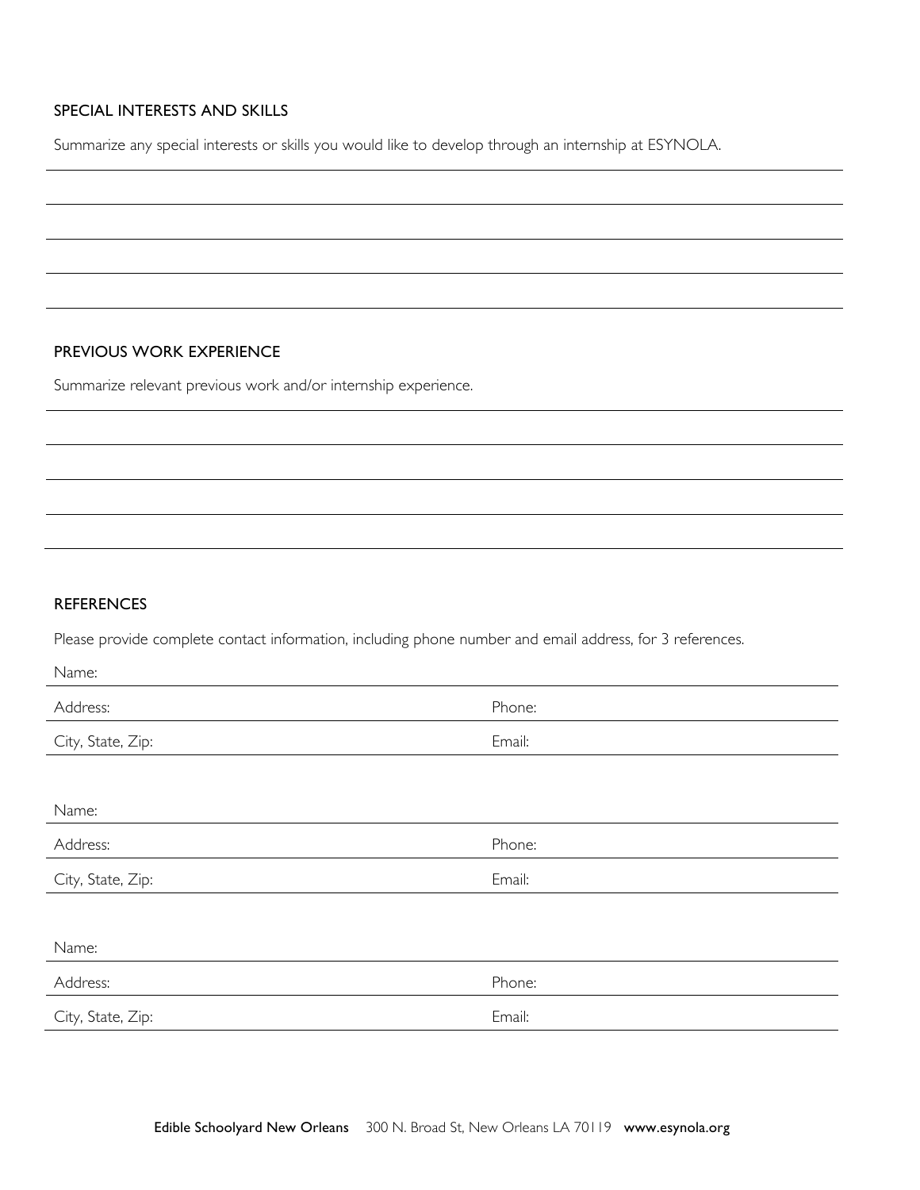## SPECIAL INTERESTS AND SKILLS

Summarize any special interests or skills you would like to develop through an internship at ESYNOLA.

## PREVIOUS WORK EXPERIENCE

Summarize relevant previous work and/or internship experience.

## REFERENCES

Please provide complete contact information, including phone number and email address, for 3 references.

Name:

Address: Phone:

City, State, Zip: Email:

Name:

Address: Phone:

City, State, Zip: Email:

Name:

Address: Phone:

City, State, Zip: Email:

**Edible Schoolyard New Orleans** 300 N. Broad St, New Orleans LA 70119 **www.esynola.org**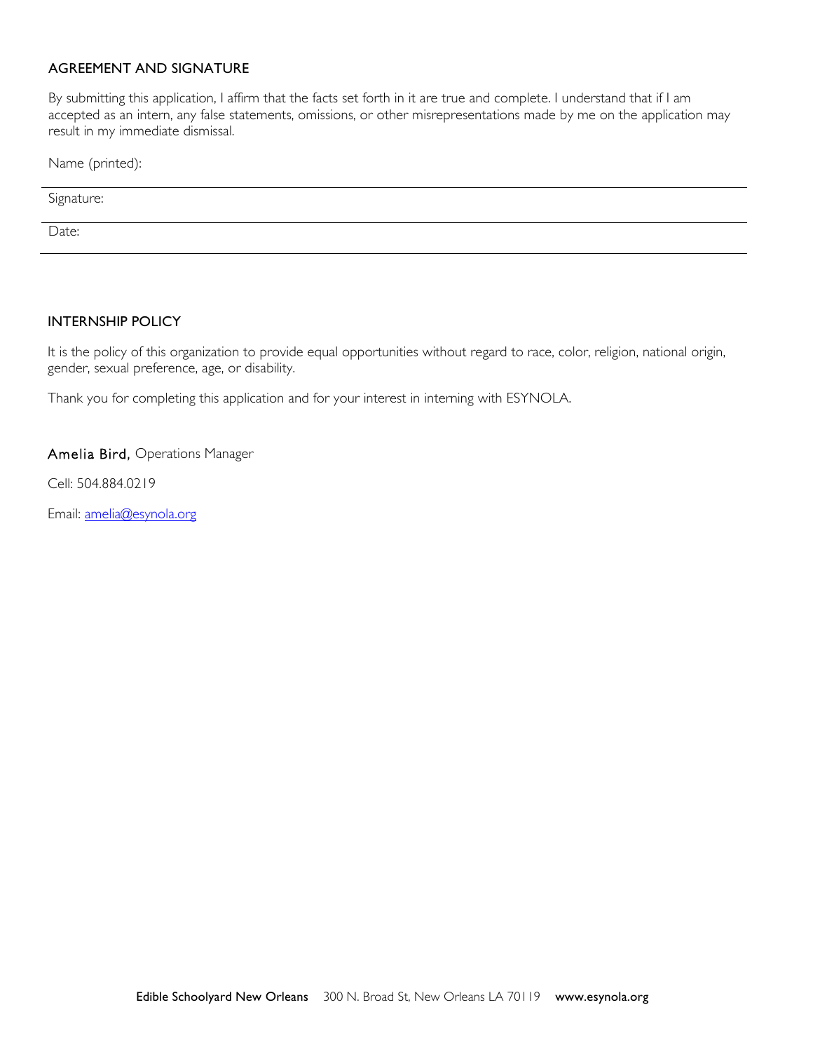## AGREEMENT AND SIGNATURE

By submitting this application, I affirm that the facts set forth in it are true and complete. I understand that if I am accepted as an intern, any false statements, omissions, or other misrepresentations made by me on the application may result in my immediate dismissal.

Name (printed):

Signature:

Date:

## INTERNSHIP POLICY

It is the policy of this organization to provide equal opportunities without regard to race, color, religion, national origin, gender, sexual preference, age, or disability.

Thank you for completing this application and for your interest in interning with ESYNOLA.

Amelia Bird, Operations Manager

Cell: 504.884.0219

Email: amelia@esynola.org

**Edible Schoolyard New Orleans** 300 N. Broad St, New Orleans LA 70119 **www.esynola.org**